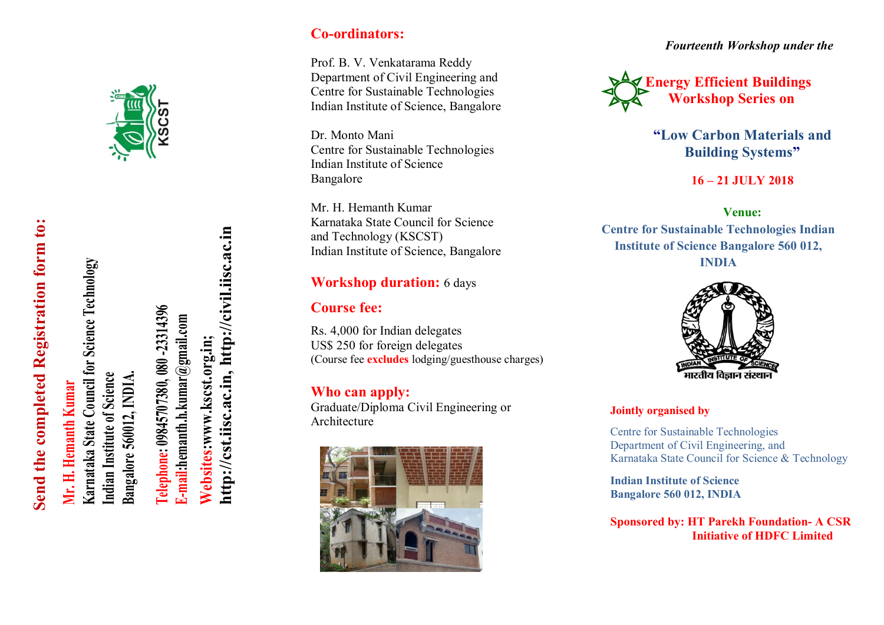Send the completed Registration form to:

**Mr. H. Hemanth Kumar**
**Karnataka State Council for Science Technology**
**Indian Institute of Science**
**Bangalore 560012, INDIA.**

**Telephone: 09845707380, 080 -23314396**
**E-mail:hemanth.h.kumar@gmail.com**
**Websites:www.kscst.org.in;**
**http://cst.iisc.ac.in, http://civil.iisc.ac.in**

## Co-ordinators:

Prof. B. V. Venkatarama Reddy
Department of Civil Engineering and
Centre for Sustainable Technologies
Indian Institute of Science, Bangalore

Dr. Monto Mani
Centre for Sustainable Technologies
Indian Institute of Science
Bangalore

Mr. H. Hemanth Kumar
Karnataka State Council for Science
and Technology (KSCST)
Indian Institute of Science, Bangalore

**Workshop duration:** 6 days

## Course fee:

Rs. 4,000 for Indian delegates
US$ 250 for foreign delegates
(Course fee **excludes** lodging/guesthouse charges)

## Who can apply:

Graduate/Diploma Civil Engineering or Architecture

***Fourteenth Workshop under the***

# Energy Efficient Buildings Workshop Series on

## "Low Carbon Materials and Building Systems"

**16 – 21 JULY 2018**

**Venue:**
**Centre for Sustainable Technologies Indian Institute of Science Bangalore 560 012, INDIA**

**Jointly organised by**

Centre for Sustainable Technologies
Department of Civil Engineering, and
Karnataka State Council for Science & Technology

**Indian Institute of Science**
**Bangalore 560 012, INDIA**

**Sponsored by: HT Parekh Foundation- A CSR Initiative of HDFC Limited**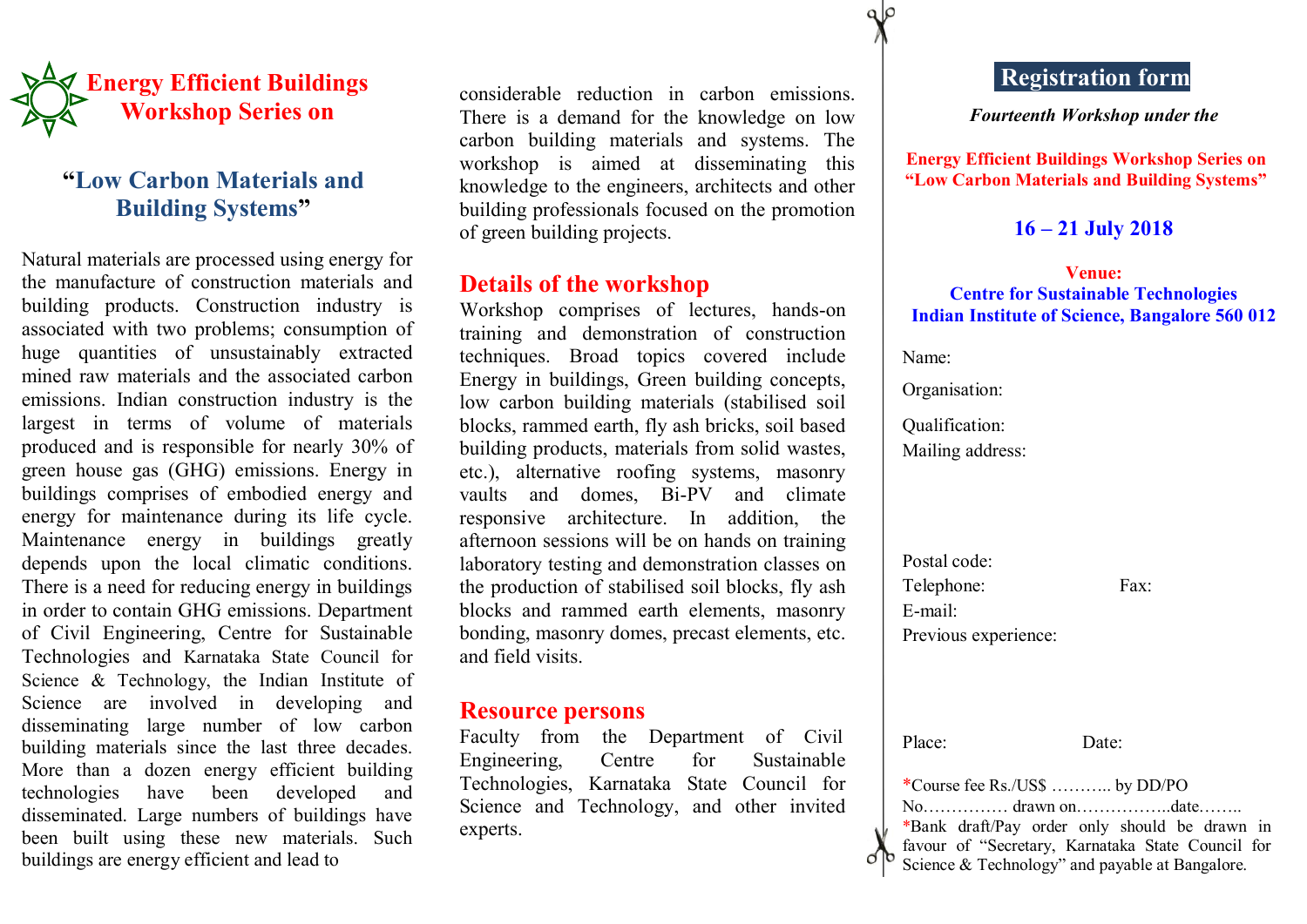# Energy Efficient Buildings Workshop Series on

## "Low Carbon Materials and Building Systems"

Natural materials are processed using energy for the manufacture of construction materials and building products. Construction industry is associated with two problems; consumption of huge quantities of unsustainably extracted mined raw materials and the associated carbon emissions. Indian construction industry is the largest in terms of volume of materials produced and is responsible for nearly 30% of green house gas (GHG) emissions. Energy in buildings comprises of embodied energy and energy for maintenance during its life cycle. Maintenance energy in buildings greatly depends upon the local climatic conditions. There is a need for reducing energy in buildings in order to contain GHG emissions. Department of Civil Engineering, Centre for Sustainable Technologies and Karnataka State Council for Science & Technology, the Indian Institute of Science are involved in developing and disseminating large number of low carbon building materials since the last three decades. More than a dozen energy efficient building technologies have been developed and disseminated. Large numbers of buildings have been built using these new materials. Such buildings are energy efficient and lead to considerable reduction in carbon emissions. There is a demand for the knowledge on low carbon building materials and systems. The workshop is aimed at disseminating this knowledge to the engineers, architects and other building professionals focused on the promotion of green building projects.

## Details of the workshop

Workshop comprises of lectures, hands-on training and demonstration of construction techniques. Broad topics covered include Energy in buildings, Green building concepts, low carbon building materials (stabilised soil blocks, rammed earth, fly ash bricks, soil based building products, materials from solid wastes, etc.), alternative roofing systems, masonry vaults and domes, Bi-PV and climate responsive architecture. In addition, the afternoon sessions will be on hands on training laboratory testing and demonstration classes on the production of stabilised soil blocks, fly ash blocks and rammed earth elements, masonry bonding, masonry domes, precast elements, etc. and field visits.

## Resource persons

Faculty from the Department of Civil Engineering, Centre for Sustainable Technologies, Karnataka State Council for Science and Technology, and other invited experts.

---

## Registration form

***Fourteenth Workshop under the***

**Energy Efficient Buildings Workshop Series on "Low Carbon Materials and Building Systems"**

**16 – 21 July 2018**

**Venue:**
**Centre for Sustainable Technologies**
**Indian Institute of Science, Bangalore 560 012**

Name:

Organisation:

Qualification:

Mailing address:

Postal code:

Telephone: Fax:

E-mail:

Previous experience:

Place: Date:

*Course fee Rs./US$ ……….. by DD/PO No…………… drawn on……………..date……..

*Bank draft/Pay order only should be drawn in favour of "Secretary, Karnataka State Council for Science & Technology" and payable at Bangalore.